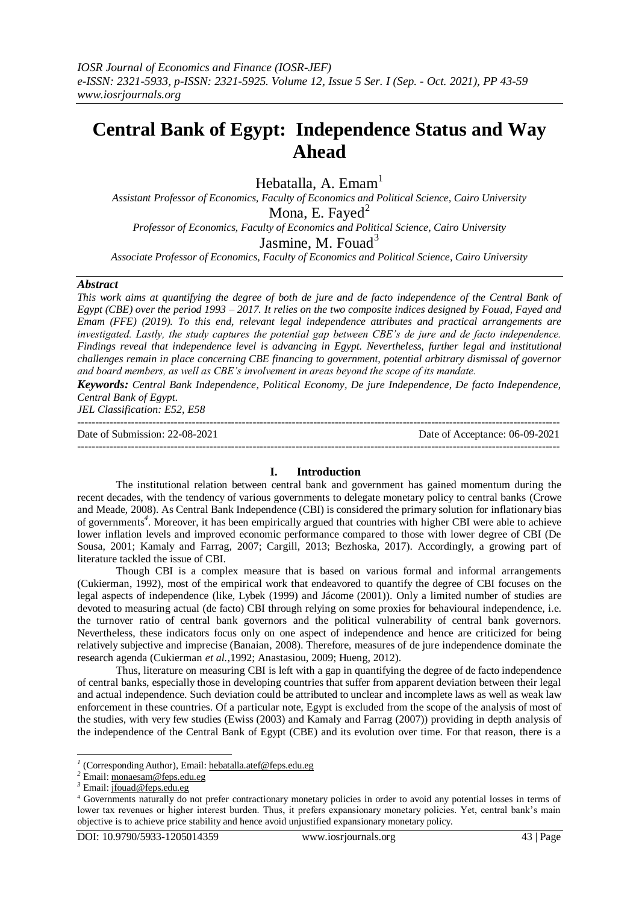# Central Bank of Egypt: Independence Status and Way Ahead

Hebatalla, A. Emam[1]

*Assistant Professor of Economics, Faculty of Economics and Political Science, Cairo University*

Mona, E. Fayed[2]

*Professor of Economics, Faculty of Economics and Political Science, Cairo University*

Jasmine, M. Fouad[3]

*Associate Professor of Economics, Faculty of Economics and Political Science, Cairo University*

***Abstract***

*This work aims at quantifying the degree of both de jure and de facto independence of the Central Bank of Egypt (CBE) over the period 1993 – 2017. It relies on the two composite indices designed by Fouad, Fayed and Emam (FFE) (2019). To this end, relevant legal independence attributes and practical arrangements are investigated. Lastly, the study captures the potential gap between CBE's de jure and de facto independence. Findings reveal that independence level is advancing in Egypt. Nevertheless, further legal and institutional challenges remain in place concerning CBE financing to government, potential arbitrary dismissal of governor and board members, as well as CBE's involvement in areas beyond the scope of its mandate.*

***Keywords:*** *Central Bank Independence, Political Economy, De jure Independence, De facto Independence, Central Bank of Egypt.*

*JEL Classification: E52, E58*

---

Date of Submission: 22-08-2021 Date of Acceptance: 06-09-2021

---

## I. Introduction

The institutional relation between central bank and government has gained momentum during the recent decades, with the tendency of various governments to delegate monetary policy to central banks (Crowe and Meade, 2008). As Central Bank Independence (CBI) is considered the primary solution for inflationary bias of governments[4]. Moreover, it has been empirically argued that countries with higher CBI were able to achieve lower inflation levels and improved economic performance compared to those with lower degree of CBI (De Sousa, 2001; Kamaly and Farrag, 2007; Cargill, 2013; Bezhoska, 2017). Accordingly, a growing part of literature tackled the issue of CBI.

Though CBI is a complex measure that is based on various formal and informal arrangements (Cukierman, 1992), most of the empirical work that endeavored to quantify the degree of CBI focuses on the legal aspects of independence (like, Lybek (1999) and Jácome (2001)). Only a limited number of studies are devoted to measuring actual (de facto) CBI through relying on some proxies for behavioural independence, i.e. the turnover ratio of central bank governors and the political vulnerability of central bank governors. Nevertheless, these indicators focus only on one aspect of independence and hence are criticized for being relatively subjective and imprecise (Banaian, 2008). Therefore, measures of de jure independence dominate the research agenda (Cukierman *et al.*,1992; Anastasiou, 2009; Hueng, 2012).

Thus, literature on measuring CBI is left with a gap in quantifying the degree of de facto independence of central banks, especially those in developing countries that suffer from apparent deviation between their legal and actual independence. Such deviation could be attributed to unclear and incomplete laws as well as weak law enforcement in these countries. Of a particular note, Egypt is excluded from the scope of the analysis of most of the studies, with very few studies (Ewiss (2003) and Kamaly and Farrag (2007)) providing in depth analysis of the independence of the Central Bank of Egypt (CBE) and its evolution over time. For that reason, there is a

---

[1] (Corresponding Author), Email: hebatalla.atef@feps.edu.eg

[2] Email: monaesam@feps.edu.eg

[3] Email: jfouad@feps.edu.eg

[4] Governments naturally do not prefer contractionary monetary policies in order to avoid any potential losses in terms of lower tax revenues or higher interest burden. Thus, it prefers expansionary monetary policies. Yet, central bank's main objective is to achieve price stability and hence avoid unjustified expansionary monetary policy.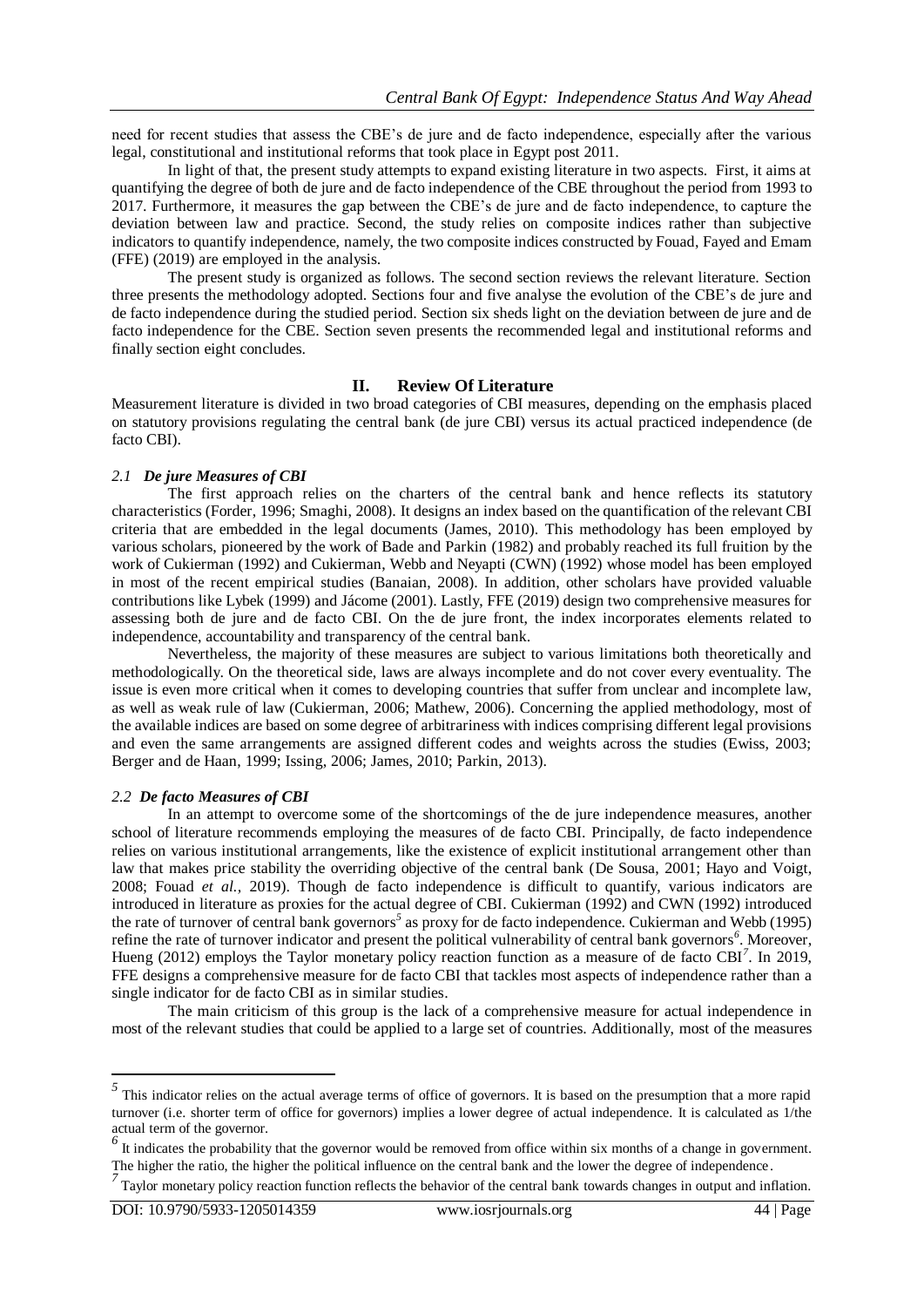need for recent studies that assess the CBE's de jure and de facto independence, especially after the various legal, constitutional and institutional reforms that took place in Egypt post 2011.

In light of that, the present study attempts to expand existing literature in two aspects. First, it aims at quantifying the degree of both de jure and de facto independence of the CBE throughout the period from 1993 to 2017. Furthermore, it measures the gap between the CBE's de jure and de facto independence, to capture the deviation between law and practice. Second, the study relies on composite indices rather than subjective indicators to quantify independence, namely, the two composite indices constructed by Fouad, Fayed and Emam (FFE) (2019) are employed in the analysis.

The present study is organized as follows. The second section reviews the relevant literature. Section three presents the methodology adopted. Sections four and five analyse the evolution of the CBE's de jure and de facto independence during the studied period. Section six sheds light on the deviation between de jure and de facto independence for the CBE. Section seven presents the recommended legal and institutional reforms and finally section eight concludes.

## II. Review Of Literature

Measurement literature is divided in two broad categories of CBI measures, depending on the emphasis placed on statutory provisions regulating the central bank (de jure CBI) versus its actual practiced independence (de facto CBI).

### *2.1 De jure Measures of CBI*

The first approach relies on the charters of the central bank and hence reflects its statutory characteristics (Forder, 1996; Smaghi, 2008). It designs an index based on the quantification of the relevant CBI criteria that are embedded in the legal documents (James, 2010). This methodology has been employed by various scholars, pioneered by the work of Bade and Parkin (1982) and probably reached its full fruition by the work of Cukierman (1992) and Cukierman, Webb and Neyapti (CWN) (1992) whose model has been employed in most of the recent empirical studies (Banaian, 2008). In addition, other scholars have provided valuable contributions like Lybek (1999) and Jácome (2001). Lastly, FFE (2019) design two comprehensive measures for assessing both de jure and de facto CBI. On the de jure front, the index incorporates elements related to independence, accountability and transparency of the central bank.

Nevertheless, the majority of these measures are subject to various limitations both theoretically and methodologically. On the theoretical side, laws are always incomplete and do not cover every eventuality. The issue is even more critical when it comes to developing countries that suffer from unclear and incomplete law, as well as weak rule of law (Cukierman, 2006; Mathew, 2006). Concerning the applied methodology, most of the available indices are based on some degree of arbitrariness with indices comprising different legal provisions and even the same arrangements are assigned different codes and weights across the studies (Ewiss, 2003; Berger and de Haan, 1999; Issing, 2006; James, 2010; Parkin, 2013).

### *2.2 De facto Measures of CBI*

In an attempt to overcome some of the shortcomings of the de jure independence measures, another school of literature recommends employing the measures of de facto CBI. Principally, de facto independence relies on various institutional arrangements, like the existence of explicit institutional arrangement other than law that makes price stability the overriding objective of the central bank (De Sousa, 2001; Hayo and Voigt, 2008; Fouad *et al.,* 2019). Though de facto independence is difficult to quantify, various indicators are introduced in literature as proxies for the actual degree of CBI. Cukierman (1992) and CWN (1992) introduced the rate of turnover of central bank governors[5] as proxy for de facto independence. Cukierman and Webb (1995) refine the rate of turnover indicator and present the political vulnerability of central bank governors[6]. Moreover, Hueng (2012) employs the Taylor monetary policy reaction function as a measure of de facto CBI[7]. In 2019, FFE designs a comprehensive measure for de facto CBI that tackles most aspects of independence rather than a single indicator for de facto CBI as in similar studies.

The main criticism of this group is the lack of a comprehensive measure for actual independence in most of the relevant studies that could be applied to a large set of countries. Additionally, most of the measures

---

[5] This indicator relies on the actual average terms of office of governors. It is based on the presumption that a more rapid turnover (i.e. shorter term of office for governors) implies a lower degree of actual independence. It is calculated as 1/the actual term of the governor.

[6] It indicates the probability that the governor would be removed from office within six months of a change in government. The higher the ratio, the higher the political influence on the central bank and the lower the degree of independence.

[7] Taylor monetary policy reaction function reflects the behavior of the central bank towards changes in output and inflation.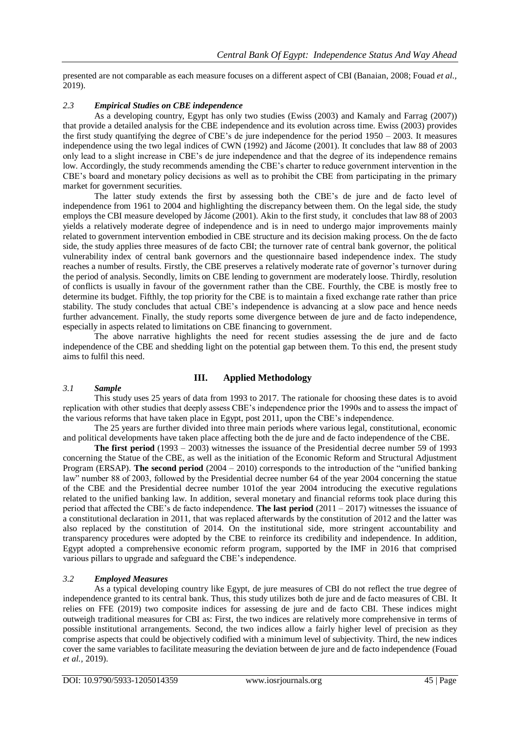presented are not comparable as each measure focuses on a different aspect of CBI (Banaian, 2008; Fouad *et al.*, 2019).

### *2.3 Empirical Studies on CBE independence*

As a developing country, Egypt has only two studies (Ewiss (2003) and Kamaly and Farrag (2007)) that provide a detailed analysis for the CBE independence and its evolution across time. Ewiss (2003) provides the first study quantifying the degree of CBE's de jure independence for the period 1950 – 2003. It measures independence using the two legal indices of CWN (1992) and Jácome (2001). It concludes that law 88 of 2003 only lead to a slight increase in CBE's de jure independence and that the degree of its independence remains low. Accordingly, the study recommends amending the CBE's charter to reduce government intervention in the CBE's board and monetary policy decisions as well as to prohibit the CBE from participating in the primary market for government securities.

The latter study extends the first by assessing both the CBE's de jure and de facto level of independence from 1961 to 2004 and highlighting the discrepancy between them. On the legal side, the study employs the CBI measure developed by Jácome (2001). Akin to the first study, it concludes that law 88 of 2003 yields a relatively moderate degree of independence and is in need to undergo major improvements mainly related to government intervention embodied in CBE structure and its decision making process. On the de facto side, the study applies three measures of de facto CBI; the turnover rate of central bank governor, the political vulnerability index of central bank governors and the questionnaire based independence index. The study reaches a number of results. Firstly, the CBE preserves a relatively moderate rate of governor's turnover during the period of analysis. Secondly, limits on CBE lending to government are moderately loose. Thirdly, resolution of conflicts is usually in favour of the government rather than the CBE. Fourthly, the CBE is mostly free to determine its budget. Fifthly, the top priority for the CBE is to maintain a fixed exchange rate rather than price stability. The study concludes that actual CBE's independence is advancing at a slow pace and hence needs further advancement. Finally, the study reports some divergence between de jure and de facto independence, especially in aspects related to limitations on CBE financing to government.

The above narrative highlights the need for recent studies assessing the de jure and de facto independence of the CBE and shedding light on the potential gap between them. To this end, the present study aims to fulfil this need.

## III. Applied Methodology

### *3.1 Sample*

This study uses 25 years of data from 1993 to 2017. The rationale for choosing these dates is to avoid replication with other studies that deeply assess CBE's independence prior the 1990s and to assess the impact of the various reforms that have taken place in Egypt, post 2011, upon the CBE's independence.

The 25 years are further divided into three main periods where various legal, constitutional, economic and political developments have taken place affecting both the de jure and de facto independence of the CBE.

**The first period** (1993 – 2003) witnesses the issuance of the Presidential decree number 59 of 1993 concerning the Statue of the CBE, as well as the initiation of the Economic Reform and Structural Adjustment Program (ERSAP). **The second period** (2004 – 2010) corresponds to the introduction of the "unified banking law" number 88 of 2003, followed by the Presidential decree number 64 of the year 2004 concerning the statue of the CBE and the Presidential decree number 101of the year 2004 introducing the executive regulations related to the unified banking law. In addition, several monetary and financial reforms took place during this period that affected the CBE's de facto independence. **The last period** (2011 – 2017) witnesses the issuance of a constitutional declaration in 2011, that was replaced afterwards by the constitution of 2012 and the latter was also replaced by the constitution of 2014. On the institutional side, more stringent accountability and transparency procedures were adopted by the CBE to reinforce its credibility and independence. In addition, Egypt adopted a comprehensive economic reform program, supported by the IMF in 2016 that comprised various pillars to upgrade and safeguard the CBE's independence.

### *3.2 Employed Measures*

As a typical developing country like Egypt, de jure measures of CBI do not reflect the true degree of independence granted to its central bank. Thus, this study utilizes both de jure and de facto measures of CBI. It relies on FFE (2019) two composite indices for assessing de jure and de facto CBI. These indices might outweigh traditional measures for CBI as: First, the two indices are relatively more comprehensive in terms of possible institutional arrangements. Second, the two indices allow a fairly higher level of precision as they comprise aspects that could be objectively codified with a minimum level of subjectivity. Third, the new indices cover the same variables to facilitate measuring the deviation between de jure and de facto independence (Fouad *et al.*, 2019).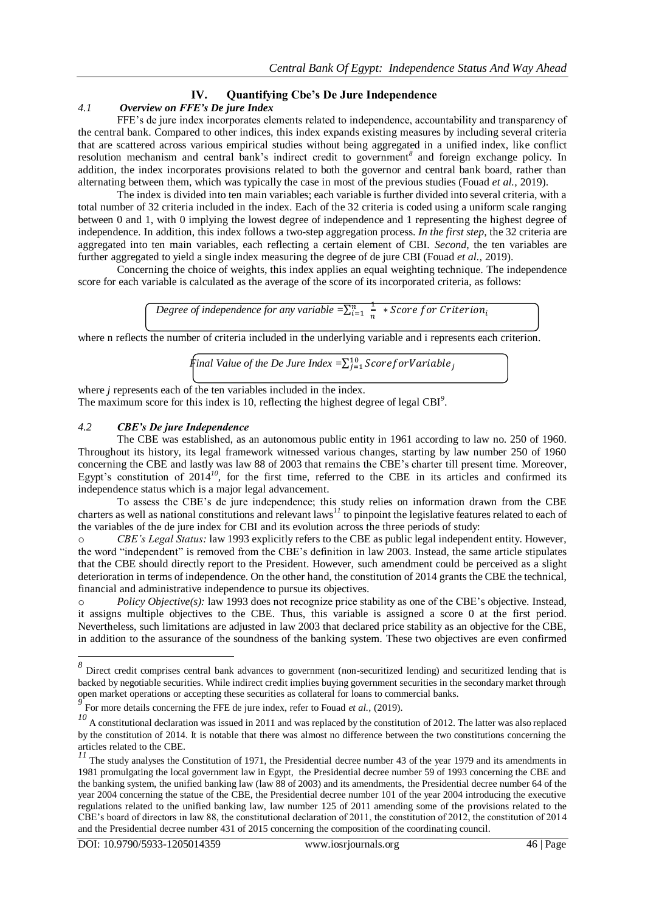## IV. Quantifying Cbe's De Jure Independence

### *4.1 Overview on FFE's De jure Index*

FFE's de jure index incorporates elements related to independence, accountability and transparency of the central bank. Compared to other indices, this index expands existing measures by including several criteria that are scattered across various empirical studies without being aggregated in a unified index, like conflict resolution mechanism and central bank's indirect credit to government[8] and foreign exchange policy. In addition, the index incorporates provisions related to both the governor and central bank board, rather than alternating between them, which was typically the case in most of the previous studies (Fouad *et al.*, 2019).

The index is divided into ten main variables; each variable is further divided into several criteria, with a total number of 32 criteria included in the index. Each of the 32 criteria is coded using a uniform scale ranging between 0 and 1, with 0 implying the lowest degree of independence and 1 representing the highest degree of independence. In addition, this index follows a two-step aggregation process. *In the first step*, the 32 criteria are aggregated into ten main variables, each reflecting a certain element of CBI. *Second*, the ten variables are further aggregated to yield a single index measuring the degree of de jure CBI (Fouad *et al.,* 2019).

Concerning the choice of weights, this index applies an equal weighting technique. The independence score for each variable is calculated as the average of the score of its incorporated criteria, as follows:

$$\textit{Degree of independence for any variable} = \sum_{i=1}^{n} \frac{1}{n} * Score\ for\ Criterion_i$$

where n reflects the number of criteria included in the underlying variable and i represents each criterion.

$$\textit{Final Value of the De Jure Index} = \sum_{j=1}^{10} Score\,for\,Variable_j$$

where *j* represents each of the ten variables included in the index.
The maximum score for this index is 10, reflecting the highest degree of legal CBI[9].

### *4.2 CBE's De jure Independence*

The CBE was established, as an autonomous public entity in 1961 according to law no. 250 of 1960. Throughout its history, its legal framework witnessed various changes, starting by law number 250 of 1960 concerning the CBE and lastly was law 88 of 2003 that remains the CBE's charter till present time. Moreover, Egypt's constitution of 2014[10], for the first time, referred to the CBE in its articles and confirmed its independence status which is a major legal advancement.

To assess the CBE's de jure independence; this study relies on information drawn from the CBE charters as well as national constitutions and relevant laws[11] to pinpoint the legislative features related to each of the variables of the de jure index for CBI and its evolution across the three periods of study:

- *CBE's Legal Status:* law 1993 explicitly refers to the CBE as public legal independent entity. However, the word "independent" is removed from the CBE's definition in law 2003. Instead, the same article stipulates that the CBE should directly report to the President. However, such amendment could be perceived as a slight deterioration in terms of independence. On the other hand, the constitution of 2014 grants the CBE the technical, financial and administrative independence to pursue its objectives.
- *Policy Objective(s):* law 1993 does not recognize price stability as one of the CBE's objective. Instead, it assigns multiple objectives to the CBE. Thus, this variable is assigned a score 0 at the first period. Nevertheless, such limitations are adjusted in law 2003 that declared price stability as an objective for the CBE, in addition to the assurance of the soundness of the banking system. These two objectives are even confirmed

---

[8] Direct credit comprises central bank advances to government (non-securitized lending) and securitized lending that is backed by negotiable securities. While indirect credit implies buying government securities in the secondary market through open market operations or accepting these securities as collateral for loans to commercial banks.

[9] For more details concerning the FFE de jure index, refer to Fouad *et al.*, (2019).

[10] A constitutional declaration was issued in 2011 and was replaced by the constitution of 2012. The latter was also replaced by the constitution of 2014. It is notable that there was almost no difference between the two constitutions concerning the articles related to the CBE.

[11] The study analyses the Constitution of 1971, the Presidential decree number 43 of the year 1979 and its amendments in 1981 promulgating the local government law in Egypt, the Presidential decree number 59 of 1993 concerning the CBE and the banking system, the unified banking law (law 88 of 2003) and its amendments, the Presidential decree number 64 of the year 2004 concerning the statue of the CBE, the Presidential decree number 101 of the year 2004 introducing the executive regulations related to the unified banking law, law number 125 of 2011 amending some of the provisions related to the CBE's board of directors in law 88, the constitutional declaration of 2011, the constitution of 2012, the constitution of 2014 and the Presidential decree number 431 of 2015 concerning the composition of the coordinating council.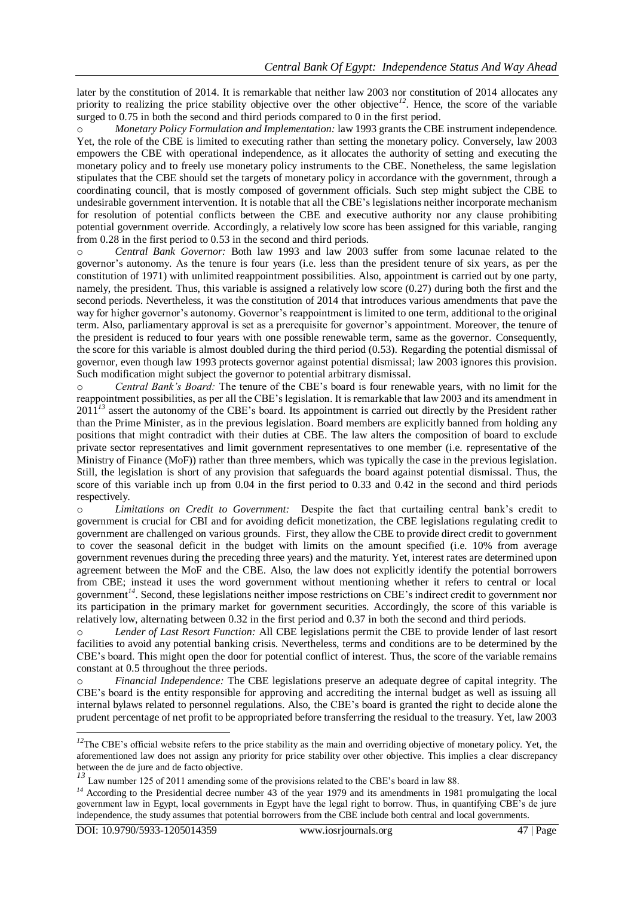later by the constitution of 2014. It is remarkable that neither law 2003 nor constitution of 2014 allocates any priority to realizing the price stability objective over the other objective[12]. Hence, the score of the variable surged to 0.75 in both the second and third periods compared to 0 in the first period.

- *Monetary Policy Formulation and Implementation:* law 1993 grants the CBE instrument independence. Yet, the role of the CBE is limited to executing rather than setting the monetary policy. Conversely, law 2003 empowers the CBE with operational independence, as it allocates the authority of setting and executing the monetary policy and to freely use monetary policy instruments to the CBE. Nonetheless, the same legislation stipulates that the CBE should set the targets of monetary policy in accordance with the government, through a coordinating council, that is mostly composed of government officials. Such step might subject the CBE to undesirable government intervention. It is notable that all the CBE's legislations neither incorporate mechanism for resolution of potential conflicts between the CBE and executive authority nor any clause prohibiting potential government override. Accordingly, a relatively low score has been assigned for this variable, ranging from 0.28 in the first period to 0.53 in the second and third periods.
- *Central Bank Governor:* Both law 1993 and law 2003 suffer from some lacunae related to the governor's autonomy. As the tenure is four years (i.e. less than the president tenure of six years, as per the constitution of 1971) with unlimited reappointment possibilities. Also, appointment is carried out by one party, namely, the president. Thus, this variable is assigned a relatively low score (0.27) during both the first and the second periods. Nevertheless, it was the constitution of 2014 that introduces various amendments that pave the way for higher governor's autonomy. Governor's reappointment is limited to one term, additional to the original term. Also, parliamentary approval is set as a prerequisite for governor's appointment. Moreover, the tenure of the president is reduced to four years with one possible renewable term, same as the governor. Consequently, the score for this variable is almost doubled during the third period (0.53). Regarding the potential dismissal of governor, even though law 1993 protects governor against potential dismissal; law 2003 ignores this provision. Such modification might subject the governor to potential arbitrary dismissal.
- *Central Bank's Board:* The tenure of the CBE's board is four renewable years, with no limit for the reappointment possibilities, as per all the CBE's legislation. It is remarkable that law 2003 and its amendment in 2011[13] assert the autonomy of the CBE's board. Its appointment is carried out directly by the President rather than the Prime Minister, as in the previous legislation. Board members are explicitly banned from holding any positions that might contradict with their duties at CBE. The law alters the composition of board to exclude private sector representatives and limit government representatives to one member (i.e. representative of the Ministry of Finance (MoF)) rather than three members, which was typically the case in the previous legislation. Still, the legislation is short of any provision that safeguards the board against potential dismissal. Thus, the score of this variable inch up from 0.04 in the first period to 0.33 and 0.42 in the second and third periods respectively.
- *Limitations on Credit to Government:* Despite the fact that curtailing central bank's credit to government is crucial for CBI and for avoiding deficit monetization, the CBE legislations regulating credit to government are challenged on various grounds. First, they allow the CBE to provide direct credit to government to cover the seasonal deficit in the budget with limits on the amount specified (i.e. 10% from average government revenues during the preceding three years) and the maturity. Yet, interest rates are determined upon agreement between the MoF and the CBE. Also, the law does not explicitly identify the potential borrowers from CBE; instead it uses the word government without mentioning whether it refers to central or local government[14]. Second, these legislations neither impose restrictions on CBE's indirect credit to government nor its participation in the primary market for government securities. Accordingly, the score of this variable is relatively low, alternating between 0.32 in the first period and 0.37 in both the second and third periods.
- *Lender of Last Resort Function:* All CBE legislations permit the CBE to provide lender of last resort facilities to avoid any potential banking crisis. Nevertheless, terms and conditions are to be determined by the CBE's board. This might open the door for potential conflict of interest. Thus, the score of the variable remains constant at 0.5 throughout the three periods.
- *Financial Independence:* The CBE legislations preserve an adequate degree of capital integrity. The CBE's board is the entity responsible for approving and accrediting the internal budget as well as issuing all internal bylaws related to personnel regulations. Also, the CBE's board is granted the right to decide alone the prudent percentage of net profit to be appropriated before transferring the residual to the treasury. Yet, law 2003

---

[12] The CBE's official website refers to the price stability as the main and overriding objective of monetary policy. Yet, the aforementioned law does not assign any priority for price stability over other objective. This implies a clear discrepancy between the de jure and de facto objective.

[13] Law number 125 of 2011 amending some of the provisions related to the CBE's board in law 88.

[14] According to the Presidential decree number 43 of the year 1979 and its amendments in 1981 promulgating the local government law in Egypt, local governments in Egypt have the legal right to borrow. Thus, in quantifying CBE's de jure independence, the study assumes that potential borrowers from the CBE include both central and local governments.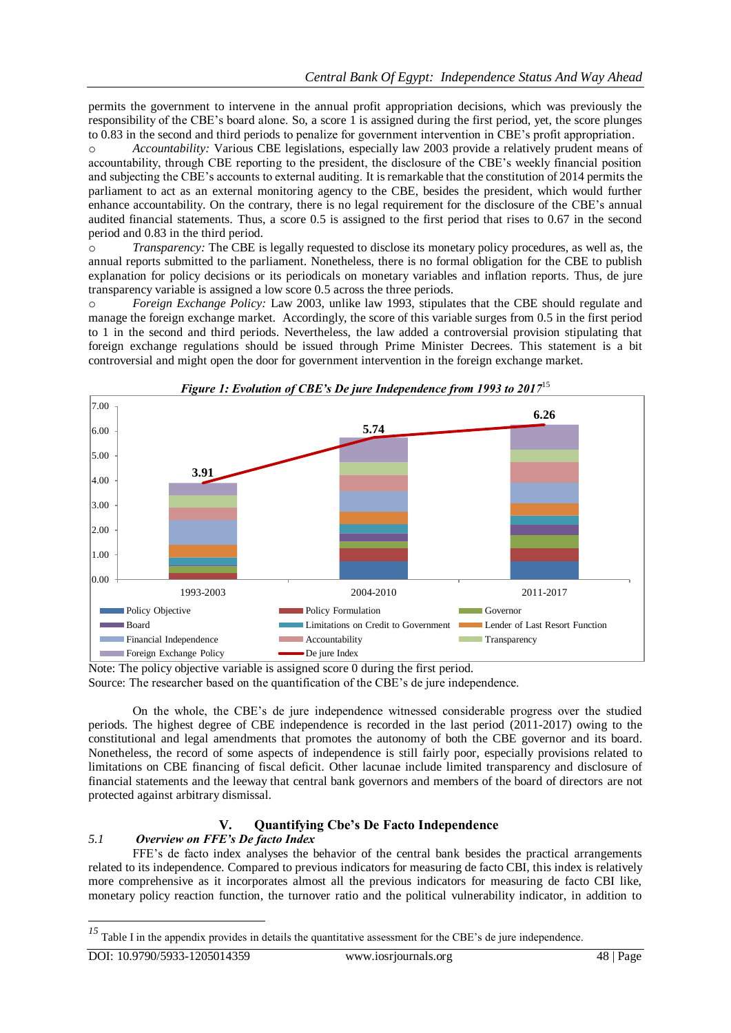permits the government to intervene in the annual profit appropriation decisions, which was previously the responsibility of the CBE's board alone. So, a score 1 is assigned during the first period, yet, the score plunges to 0.83 in the second and third periods to penalize for government intervention in CBE's profit appropriation.

- *Accountability:* Various CBE legislations, especially law 2003 provide a relatively prudent means of accountability, through CBE reporting to the president, the disclosure of the CBE's weekly financial position and subjecting the CBE's accounts to external auditing. It is remarkable that the constitution of 2014 permits the parliament to act as an external monitoring agency to the CBE, besides the president, which would further enhance accountability. On the contrary, there is no legal requirement for the disclosure of the CBE's annual audited financial statements. Thus, a score 0.5 is assigned to the first period that rises to 0.67 in the second period and 0.83 in the third period.
- *Transparency:* The CBE is legally requested to disclose its monetary policy procedures, as well as, the annual reports submitted to the parliament. Nonetheless, there is no formal obligation for the CBE to publish explanation for policy decisions or its periodicals on monetary variables and inflation reports. Thus, de jure transparency variable is assigned a low score 0.5 across the three periods.
- *Foreign Exchange Policy:* Law 2003, unlike law 1993, stipulates that the CBE should regulate and manage the foreign exchange market. Accordingly, the score of this variable surges from 0.5 in the first period to 1 in the second and third periods. Nevertheless, the law added a controversial provision stipulating that foreign exchange regulations should be issued through Prime Minister Decrees. This statement is a bit controversial and might open the door for government intervention in the foreign exchange market.

***Figure 1: Evolution of CBE's De jure Independence from 1993 to 2017***[15]

| Period | De jure Index |
|---|---|
| 1993-2003 | 3.91 |
| 2004-2010 | 5.74 |
| 2011-2017 | 6.26 |

Legend: Policy Objective, Policy Formulation, Governor, Board, Limitations on Credit to Government, Lender of Last Resort Function, Financial Independence, Accountability, Transparency, Foreign Exchange Policy, De jure Index

Note: The policy objective variable is assigned score 0 during the first period.
Source: The researcher based on the quantification of the CBE's de jure independence.

On the whole, the CBE's de jure independence witnessed considerable progress over the studied periods. The highest degree of CBE independence is recorded in the last period (2011-2017) owing to the constitutional and legal amendments that promotes the autonomy of both the CBE governor and its board. Nonetheless, the record of some aspects of independence is still fairly poor, especially provisions related to limitations on CBE financing of fiscal deficit. Other lacunae include limited transparency and disclosure of financial statements and the leeway that central bank governors and members of the board of directors are not protected against arbitrary dismissal.

## V. Quantifying Cbe's De Facto Independence

### *5.1 Overview on FFE's De facto Index*

FFE's de facto index analyses the behavior of the central bank besides the practical arrangements related to its independence. Compared to previous indicators for measuring de facto CBI, this index is relatively more comprehensive as it incorporates almost all the previous indicators for measuring de facto CBI like, monetary policy reaction function, the turnover ratio and the political vulnerability indicator, in addition to

[15] Table I in the appendix provides in details the quantitative assessment for the CBE's de jure independence.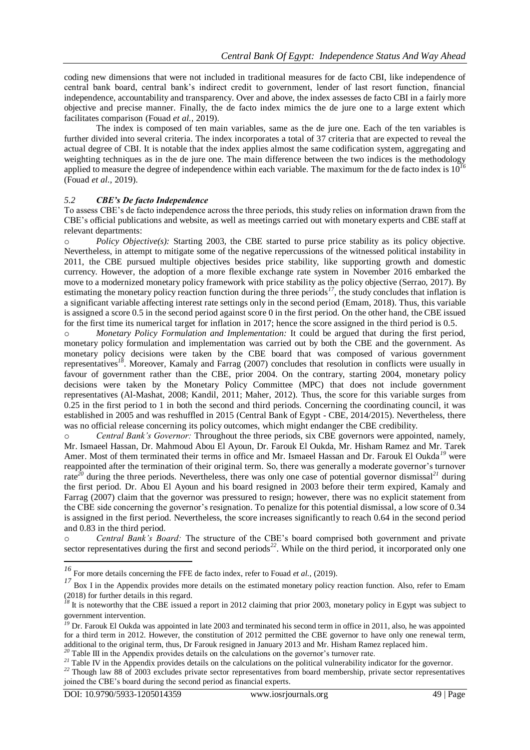coding new dimensions that were not included in traditional measures for de facto CBI, like independence of central bank board, central bank's indirect credit to government, lender of last resort function, financial independence, accountability and transparency. Over and above, the index assesses de facto CBI in a fairly more objective and precise manner. Finally, the de facto index mimics the de jure one to a large extent which facilitates comparison (Fouad *et al.,* 2019).

The index is composed of ten main variables, same as the de jure one. Each of the ten variables is further divided into several criteria. The index incorporates a total of 37 criteria that are expected to reveal the actual degree of CBI. It is notable that the index applies almost the same codification system, aggregating and weighting techniques as in the de jure one. The main difference between the two indices is the methodology applied to measure the degree of independence within each variable. The maximum for the de facto index is 10[16] (Fouad *et al.,* 2019).

### *5.2 CBE's De facto Independence*

To assess CBE's de facto independence across the three periods, this study relies on information drawn from the CBE's official publications and website, as well as meetings carried out with monetary experts and CBE staff at relevant departments:

- *Policy Objective(s):* Starting 2003, the CBE started to purse price stability as its policy objective. Nevertheless, in attempt to mitigate some of the negative repercussions of the witnessed political instability in 2011, the CBE pursued multiple objectives besides price stability, like supporting growth and domestic currency. However, the adoption of a more flexible exchange rate system in November 2016 embarked the move to a modernized monetary policy framework with price stability as the policy objective (Serrao, 2017). By estimating the monetary policy reaction function during the three periods[17], the study concludes that inflation is a significant variable affecting interest rate settings only in the second period (Emam, 2018). Thus, this variable is assigned a score 0.5 in the second period against score 0 in the first period. On the other hand, the CBE issued for the first time its numerical target for inflation in 2017; hence the score assigned in the third period is 0.5.
- *Monetary Policy Formulation and Implementation:* It could be argued that during the first period, monetary policy formulation and implementation was carried out by both the CBE and the government. As monetary policy decisions were taken by the CBE board that was composed of various government representatives[18]. Moreover, Kamaly and Farrag (2007) concludes that resolution in conflicts were usually in favour of government rather than the CBE, prior 2004. On the contrary, starting 2004, monetary policy decisions were taken by the Monetary Policy Committee (MPC) that does not include government representatives (Al-Mashat, 2008; Kandil, 2011; Maher, 2012). Thus, the score for this variable surges from 0.25 in the first period to 1 in both the second and third periods. Concerning the coordinating council, it was established in 2005 and was reshuffled in 2015 (Central Bank of Egypt - CBE, 2014/2015). Nevertheless, there was no official release concerning its policy outcomes, which might endanger the CBE credibility.
- *Central Bank's Governor:* Throughout the three periods, six CBE governors were appointed, namely, Mr. Ismaeel Hassan, Dr. Mahmoud Abou El Ayoun, Dr. Farouk El Oukda, Mr. Hisham Ramez and Mr. Tarek Amer. Most of them terminated their terms in office and Mr. Ismaeel Hassan and Dr. Farouk El Oukda[19] were reappointed after the termination of their original term. So, there was generally a moderate governor's turnover rate[20] during the three periods. Nevertheless, there was only one case of potential governor dismissal[21] during the first period. Dr. Abou El Ayoun and his board resigned in 2003 before their term expired, Kamaly and Farrag (2007) claim that the governor was pressured to resign; however, there was no explicit statement from the CBE side concerning the governor's resignation. To penalize for this potential dismissal, a low score of 0.34 is assigned in the first period. Nevertheless, the score increases significantly to reach 0.64 in the second period and 0.83 in the third period.
- *Central Bank's Board:* The structure of the CBE's board comprised both government and private sector representatives during the first and second periods[22]. While on the third period, it incorporated only one

---

[16] For more details concerning the FFE de facto index, refer to Fouad *et al.,* (2019).

[17] Box I in the Appendix provides more details on the estimated monetary policy reaction function. Also, refer to Emam (2018) for further details in this regard.

[18] It is noteworthy that the CBE issued a report in 2012 claiming that prior 2003, monetary policy in Egypt was subject to government intervention.

[19] Dr. Farouk El Oukda was appointed in late 2003 and terminated his second term in office in 2011, also, he was appointed for a third term in 2012. However, the constitution of 2012 permitted the CBE governor to have only one renewal term, additional to the original term, thus, Dr Farouk resigned in January 2013 and Mr. Hisham Ramez replaced him.

[20] Table III in the Appendix provides details on the calculations on the governor's turnover rate.

[21] Table IV in the Appendix provides details on the calculations on the political vulnerability indicator for the governor.

[22] Though law 88 of 2003 excludes private sector representatives from board membership, private sector representatives joined the CBE's board during the second period as financial experts.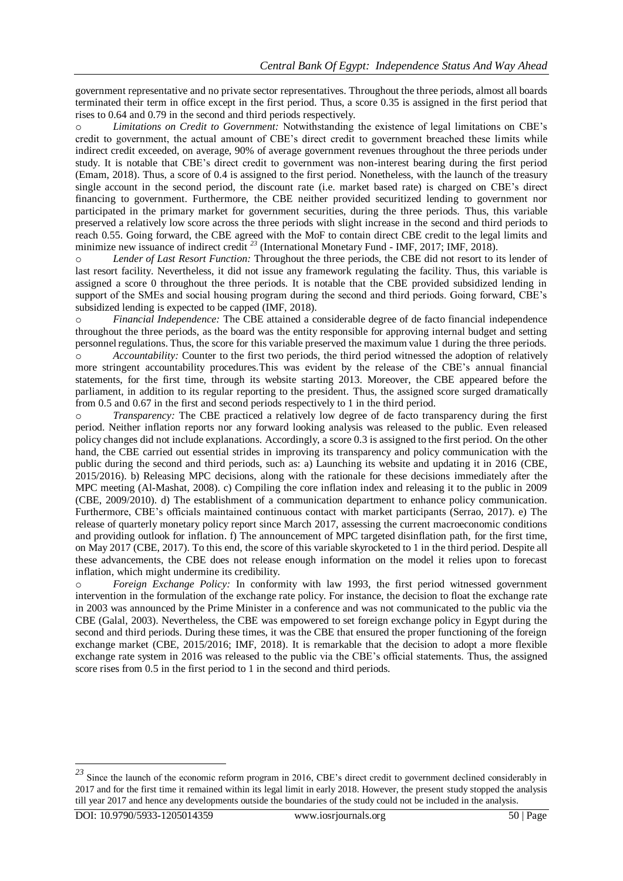government representative and no private sector representatives. Throughout the three periods, almost all boards terminated their term in office except in the first period. Thus, a score 0.35 is assigned in the first period that rises to 0.64 and 0.79 in the second and third periods respectively.

- *Limitations on Credit to Government:* Notwithstanding the existence of legal limitations on CBE's credit to government, the actual amount of CBE's direct credit to government breached these limits while indirect credit exceeded, on average, 90% of average government revenues throughout the three periods under study. It is notable that CBE's direct credit to government was non-interest bearing during the first period (Emam, 2018). Thus, a score of 0.4 is assigned to the first period. Nonetheless, with the launch of the treasury single account in the second period, the discount rate (i.e. market based rate) is charged on CBE's direct financing to government. Furthermore, the CBE neither provided securitized lending to government nor participated in the primary market for government securities, during the three periods. Thus, this variable preserved a relatively low score across the three periods with slight increase in the second and third periods to reach 0.55. Going forward, the CBE agreed with the MoF to contain direct CBE credit to the legal limits and minimize new issuance of indirect credit [23] (International Monetary Fund - IMF, 2017; IMF, 2018).
- *Lender of Last Resort Function:* Throughout the three periods, the CBE did not resort to its lender of last resort facility. Nevertheless, it did not issue any framework regulating the facility. Thus, this variable is assigned a score 0 throughout the three periods. It is notable that the CBE provided subsidized lending in support of the SMEs and social housing program during the second and third periods. Going forward, CBE's subsidized lending is expected to be capped (IMF, 2018).
- *Financial Independence:* The CBE attained a considerable degree of de facto financial independence throughout the three periods, as the board was the entity responsible for approving internal budget and setting personnel regulations. Thus, the score for this variable preserved the maximum value 1 during the three periods.
- *Accountability:* Counter to the first two periods, the third period witnessed the adoption of relatively more stringent accountability procedures.This was evident by the release of the CBE's annual financial statements, for the first time, through its website starting 2013. Moreover, the CBE appeared before the parliament, in addition to its regular reporting to the president. Thus, the assigned score surged dramatically from 0.5 and 0.67 in the first and second periods respectively to 1 in the third period.
- *Transparency:* The CBE practiced a relatively low degree of de facto transparency during the first period. Neither inflation reports nor any forward looking analysis was released to the public. Even released policy changes did not include explanations. Accordingly, a score 0.3 is assigned to the first period. On the other hand, the CBE carried out essential strides in improving its transparency and policy communication with the public during the second and third periods, such as: a) Launching its website and updating it in 2016 (CBE, 2015/2016). b) Releasing MPC decisions, along with the rationale for these decisions immediately after the MPC meeting (Al-Mashat, 2008). c) Compiling the core inflation index and releasing it to the public in 2009 (CBE, 2009/2010). d) The establishment of a communication department to enhance policy communication. Furthermore, CBE's officials maintained continuous contact with market participants (Serrao, 2017). e) The release of quarterly monetary policy report since March 2017, assessing the current macroeconomic conditions and providing outlook for inflation. f) The announcement of MPC targeted disinflation path, for the first time, on May 2017 (CBE, 2017). To this end, the score of this variable skyrocketed to 1 in the third period. Despite all these advancements, the CBE does not release enough information on the model it relies upon to forecast inflation, which might undermine its credibility.
- *Foreign Exchange Policy:* In conformity with law 1993, the first period witnessed government intervention in the formulation of the exchange rate policy. For instance, the decision to float the exchange rate in 2003 was announced by the Prime Minister in a conference and was not communicated to the public via the CBE (Galal, 2003). Nevertheless, the CBE was empowered to set foreign exchange policy in Egypt during the second and third periods. During these times, it was the CBE that ensured the proper functioning of the foreign exchange market (CBE, 2015/2016; IMF, 2018). It is remarkable that the decision to adopt a more flexible exchange rate system in 2016 was released to the public via the CBE's official statements. Thus, the assigned score rises from 0.5 in the first period to 1 in the second and third periods.

---

[23] Since the launch of the economic reform program in 2016, CBE's direct credit to government declined considerably in 2017 and for the first time it remained within its legal limit in early 2018. However, the present study stopped the analysis till year 2017 and hence any developments outside the boundaries of the study could not be included in the analysis.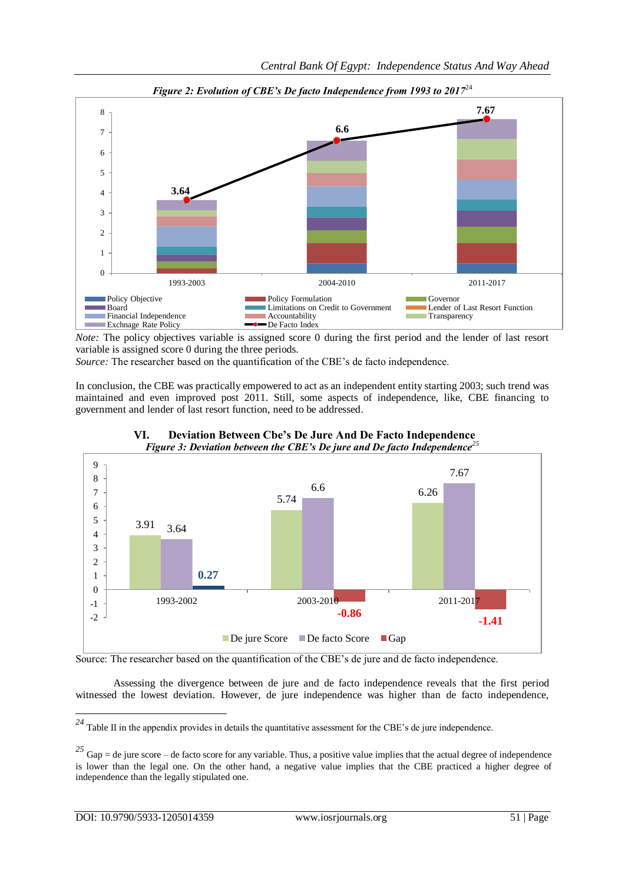*Figure 2: Evolution of CBE's De facto Independence from 1993 to 2017*[24]

*Note:* The policy objectives variable is assigned score 0 during the first period and the lender of last resort variable is assigned score 0 during the three periods.
*Source:* The researcher based on the quantification of the CBE's de facto independence.

In conclusion, the CBE was practically empowered to act as an independent entity starting 2003; such trend was maintained and even improved post 2011. Still, some aspects of independence, like, CBE financing to government and lender of last resort function, need to be addressed.

## VI. Deviation Between Cbe's De Jure And De Facto Independence

*Figure 3: Deviation between the CBE's De jure and De facto Independence*[25]

Source: The researcher based on the quantification of the CBE's de jure and de facto independence.

Assessing the divergence between de jure and de facto independence reveals that the first period witnessed the lowest deviation. However, de jure independence was higher than de facto independence,

---

[24] Table II in the appendix provides in details the quantitative assessment for the CBE's de jure independence.

[25] Gap = de jure score – de facto score for any variable. Thus, a positive value implies that the actual degree of independence is lower than the legal one. On the other hand, a negative value implies that the CBE practiced a higher degree of independence than the legally stipulated one.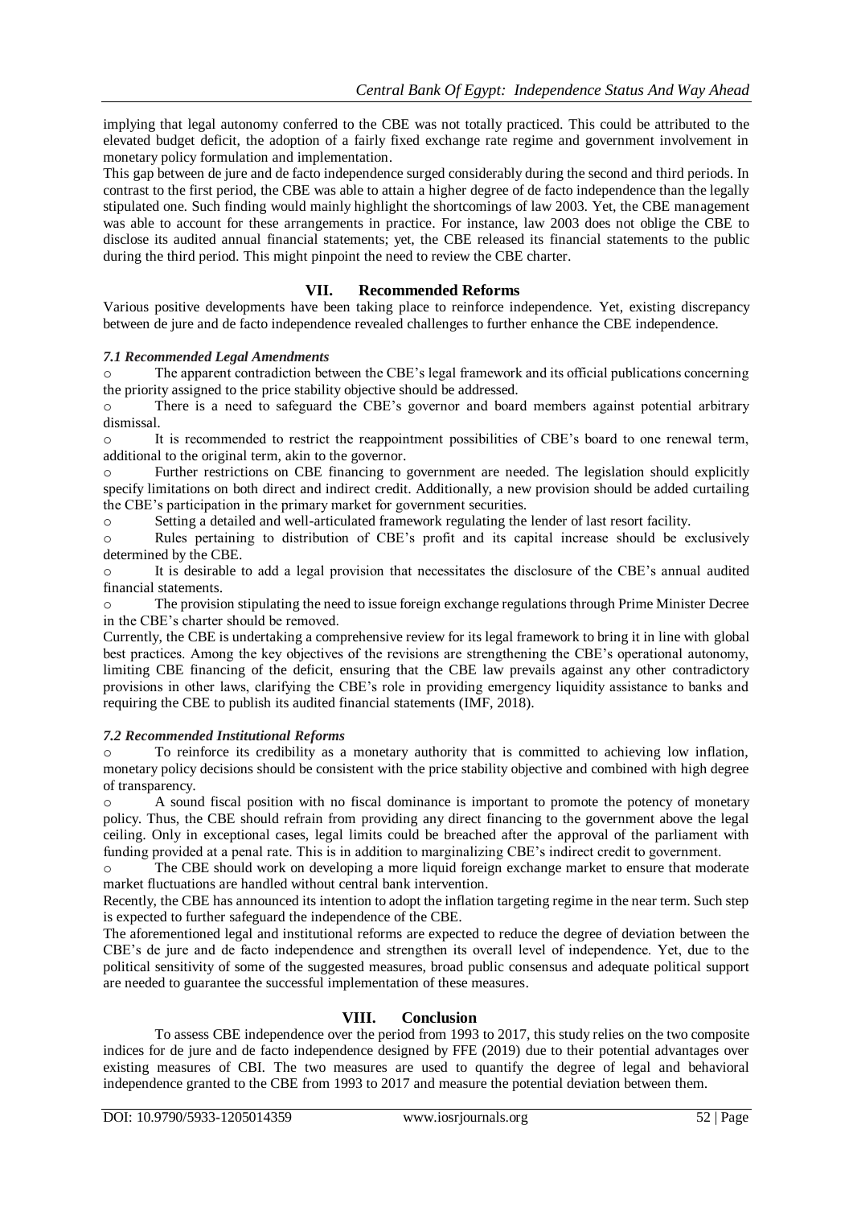implying that legal autonomy conferred to the CBE was not totally practiced. This could be attributed to the elevated budget deficit, the adoption of a fairly fixed exchange rate regime and government involvement in monetary policy formulation and implementation.

This gap between de jure and de facto independence surged considerably during the second and third periods. In contrast to the first period, the CBE was able to attain a higher degree of de facto independence than the legally stipulated one. Such finding would mainly highlight the shortcomings of law 2003. Yet, the CBE management was able to account for these arrangements in practice. For instance, law 2003 does not oblige the CBE to disclose its audited annual financial statements; yet, the CBE released its financial statements to the public during the third period. This might pinpoint the need to review the CBE charter.

## VII. Recommended Reforms

Various positive developments have been taking place to reinforce independence. Yet, existing discrepancy between de jure and de facto independence revealed challenges to further enhance the CBE independence.

### *7.1 Recommended Legal Amendments*

- The apparent contradiction between the CBE's legal framework and its official publications concerning the priority assigned to the price stability objective should be addressed.
- There is a need to safeguard the CBE's governor and board members against potential arbitrary dismissal.
- It is recommended to restrict the reappointment possibilities of CBE's board to one renewal term, additional to the original term, akin to the governor.
- Further restrictions on CBE financing to government are needed. The legislation should explicitly specify limitations on both direct and indirect credit. Additionally, a new provision should be added curtailing the CBE's participation in the primary market for government securities.
- Setting a detailed and well-articulated framework regulating the lender of last resort facility.
- Rules pertaining to distribution of CBE's profit and its capital increase should be exclusively determined by the CBE.
- It is desirable to add a legal provision that necessitates the disclosure of the CBE's annual audited financial statements.
- The provision stipulating the need to issue foreign exchange regulations through Prime Minister Decree in the CBE's charter should be removed.

Currently, the CBE is undertaking a comprehensive review for its legal framework to bring it in line with global best practices. Among the key objectives of the revisions are strengthening the CBE's operational autonomy, limiting CBE financing of the deficit, ensuring that the CBE law prevails against any other contradictory provisions in other laws, clarifying the CBE's role in providing emergency liquidity assistance to banks and requiring the CBE to publish its audited financial statements (IMF, 2018).

### *7.2 Recommended Institutional Reforms*

- To reinforce its credibility as a monetary authority that is committed to achieving low inflation, monetary policy decisions should be consistent with the price stability objective and combined with high degree of transparency.
- A sound fiscal position with no fiscal dominance is important to promote the potency of monetary policy. Thus, the CBE should refrain from providing any direct financing to the government above the legal ceiling. Only in exceptional cases, legal limits could be breached after the approval of the parliament with funding provided at a penal rate. This is in addition to marginalizing CBE's indirect credit to government.
- The CBE should work on developing a more liquid foreign exchange market to ensure that moderate market fluctuations are handled without central bank intervention.

Recently, the CBE has announced its intention to adopt the inflation targeting regime in the near term. Such step is expected to further safeguard the independence of the CBE.

The aforementioned legal and institutional reforms are expected to reduce the degree of deviation between the CBE's de jure and de facto independence and strengthen its overall level of independence. Yet, due to the political sensitivity of some of the suggested measures, broad public consensus and adequate political support are needed to guarantee the successful implementation of these measures.

## VIII. Conclusion

To assess CBE independence over the period from 1993 to 2017, this study relies on the two composite indices for de jure and de facto independence designed by FFE (2019) due to their potential advantages over existing measures of CBI. The two measures are used to quantify the degree of legal and behavioral independence granted to the CBE from 1993 to 2017 and measure the potential deviation between them.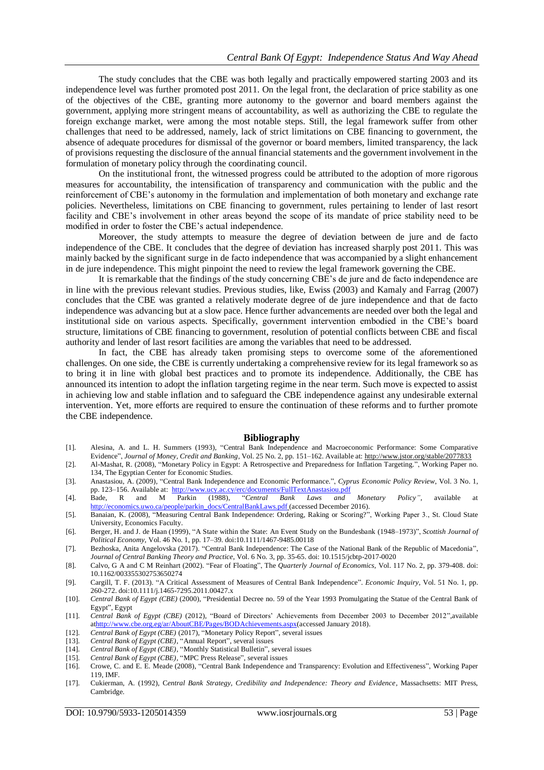The study concludes that the CBE was both legally and practically empowered starting 2003 and its independence level was further promoted post 2011. On the legal front, the declaration of price stability as one of the objectives of the CBE, granting more autonomy to the governor and board members against the government, applying more stringent means of accountability, as well as authorizing the CBE to regulate the foreign exchange market, were among the most notable steps. Still, the legal framework suffer from other challenges that need to be addressed, namely, lack of strict limitations on CBE financing to government, the absence of adequate procedures for dismissal of the governor or board members, limited transparency, the lack of provisions requesting the disclosure of the annual financial statements and the government involvement in the formulation of monetary policy through the coordinating council.

On the institutional front, the witnessed progress could be attributed to the adoption of more rigorous measures for accountability, the intensification of transparency and communication with the public and the reinforcement of CBE's autonomy in the formulation and implementation of both monetary and exchange rate policies. Nevertheless, limitations on CBE financing to government, rules pertaining to lender of last resort facility and CBE's involvement in other areas beyond the scope of its mandate of price stability need to be modified in order to foster the CBE's actual independence.

Moreover, the study attempts to measure the degree of deviation between de jure and de facto independence of the CBE. It concludes that the degree of deviation has increased sharply post 2011. This was mainly backed by the significant surge in de facto independence that was accompanied by a slight enhancement in de jure independence. This might pinpoint the need to review the legal framework governing the CBE.

It is remarkable that the findings of the study concerning CBE's de jure and de facto independence are in line with the previous relevant studies. Previous studies, like, Ewiss (2003) and Kamaly and Farrag (2007) concludes that the CBE was granted a relatively moderate degree of de jure independence and that de facto independence was advancing but at a slow pace. Hence further advancements are needed over both the legal and institutional side on various aspects. Specifically, government intervention embodied in the CBE's board structure, limitations of CBE financing to government, resolution of potential conflicts between CBE and fiscal authority and lender of last resort facilities are among the variables that need to be addressed.

In fact, the CBE has already taken promising steps to overcome some of the aforementioned challenges. On one side, the CBE is currently undertaking a comprehensive review for its legal framework so as to bring it in line with global best practices and to promote its independence. Additionally, the CBE has announced its intention to adopt the inflation targeting regime in the near term. Such move is expected to assist in achieving low and stable inflation and to safeguard the CBE independence against any undesirable external intervention. Yet, more efforts are required to ensure the continuation of these reforms and to further promote the CBE independence.

## Bibliography

[1]. Alesina, A. and L. H. Summers (1993), "Central Bank Independence and Macroeconomic Performance: Some Comparative Evidence", *Journal of Money, Credit and Banking*, Vol. 25 No. 2, pp. 151–162. Available at: http://www.jstor.org/stable/2077833

[2]. Al-Mashat, R. (2008), "Monetary Policy in Egypt: A Retrospective and Preparedness for Inflation Targeting.", Working Paper no. 134, The Egyptian Center for Economic Studies.

[3]. Anastasiou, A. (2009), "Central Bank Independence and Economic Performance.", *Cyprus Economic Policy Review*, Vol. 3 No. 1, pp. 123–156. Available at: http://www.ucy.ac.cy/erc/documents/FullTextAnastasiou.pdf

[4]. Bade, R and M Parkin (1988), "*Central Bank Laws and Monetary Policy"*, available at http://economics.uwo.ca/people/parkin_docs/CentralBankLaws.pdf (accessed December 2016).

[5]. Banaian, K. (2008), "Measuring Central Bank Independence: Ordering, Raking or Scoring?", Working Paper 3., St. Cloud State University, Economics Faculty.

[6]. Berger, H. and J. de Haan (1999), "A State within the State: An Event Study on the Bundesbank (1948–1973)", *Scottish Journal of Political Economy*, Vol. 46 No. 1, pp. 17–39. doi:10.1111/1467-9485.00118

[7]. Bezhoska, Anita Angelovska (2017). "Central Bank Independence: The Case of the National Bank of the Republic of Macedonia", *Journal of Central Banking Theory and Practice*, Vol. 6 No. 3, pp. 35-65. doi: 10.1515/jcbtp-2017-0020

[8]. Calvo, G A and C M Reinhart (2002). "Fear of Floating", The *Quarterly Journal of Economics*, Vol. 117 No. 2, pp. 379-408. doi: 10.1162/003355302753650274

[9]. Cargill, T. F. (2013). "A Critical Assessment of Measures of Central Bank Independence". *Economic Inquiry*, Vol. 51 No. 1, pp. 260-272. doi:10.1111/j.1465-7295.2011.00427.x

[10]. *Central Bank of Egypt (CBE)* (2000), "Presidential Decree no. 59 of the Year 1993 Promulgating the Statue of the Central Bank of Egypt", Egypt

[11]. *Central Bank of Egypt (CBE)* (2012), "Board of Directors' Achievements from December 2003 to December 2012",available athttp://www.cbe.org.eg/ar/AboutCBE/Pages/BODAchievements.aspx(accessed January 2018).

[12]. *Central Bank of Egypt (CBE)* (2017), "Monetary Policy Report", several issues

[13]. *Central Bank of Egypt (CBE)*, "Annual Report", several issues

[14]. *Central Bank of Egypt (CBE)*, "Monthly Statistical Bulletin", several issues

[15]. *Central Bank of Egypt (CBE)*, "MPC Press Release", several issues

[16]. Crowe, C. and E. E. Meade (2008), "Central Bank Independence and Transparency: Evolution and Effectiveness", Working Paper 119, IMF.

[17]. Cukierman, A. (1992), *Central Bank Strategy, Credibility and Independence: Theory and Evidence*, Massachsetts: MIT Press, Cambridge.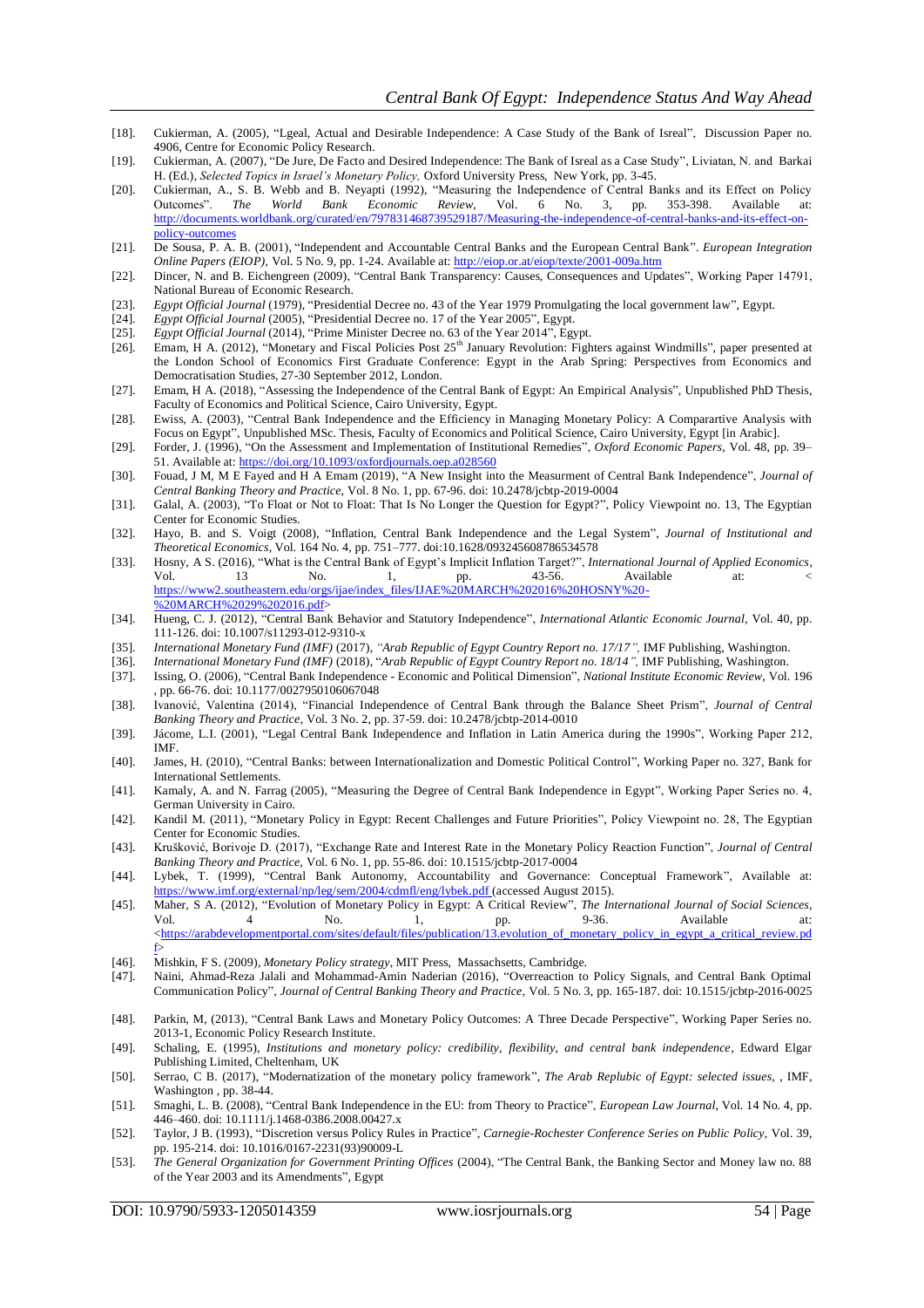[18]. Cukierman, A. (2005), "Lgeal, Actual and Desirable Independence: A Case Study of the Bank of Isreal", Discussion Paper no. 4906, Centre for Economic Policy Research.

[19]. Cukierman, A. (2007), "De Jure, De Facto and Desired Independence: The Bank of Isreal as a Case Study", Liviatan, N. and Barkai H. (Ed.), *Selected Topics in Israel's Monetary Policy,* Oxford University Press, New York, pp. 3-45.

[20]. Cukierman, A., S. B. Webb and B. Neyapti (1992), "Measuring the Independence of Central Banks and its Effect on Policy Outcomes". *The World Bank Economic Review*, Vol. 6 No. 3, pp. 353-398. Available at: http://documents.worldbank.org/curated/en/797831468739529187/Measuring-the-independence-of-central-banks-and-its-effect-on-policy-outcomes

[21]. De Sousa, P. A. B. (2001), "Independent and Accountable Central Banks and the European Central Bank". *European Integration Online Papers (EIOP)*, Vol. 5 No. 9, pp. 1-24. Available at: http://eiop.or.at/eiop/texte/2001-009a.htm

[22]. Dincer, N. and B. Eichengreen (2009), "Central Bank Transparency: Causes, Consequences and Updates", Working Paper 14791, National Bureau of Economic Research.

[23]. *Egypt Official Journal* (1979), "Presidential Decree no. 43 of the Year 1979 Promulgating the local government law", Egypt.

[24]. *Egypt Official Journal* (2005), "Presidential Decree no. 17 of the Year 2005", Egypt.

[25]. *Egypt Official Journal* (2014), "Prime Minister Decree no. 63 of the Year 2014", Egypt.

[26]. Emam, H A. (2012), "Monetary and Fiscal Policies Post 25th January Revolution: Fighters against Windmills", paper presented at the London School of Economics First Graduate Conference: Egypt in the Arab Spring: Perspectives from Economics and Democratisation Studies, 27-30 September 2012, London.

[27]. Emam, H A. (2018), "Assessing the Independence of the Central Bank of Egypt: An Empirical Analysis", Unpublished PhD Thesis, Faculty of Economics and Political Science, Cairo University, Egypt.

[28]. Ewiss, A. (2003), "Central Bank Independence and the Efficiency in Managing Monetary Policy: A Compararative Analysis with Focus on Egypt", Unpublished MSc. Thesis, Faculty of Economics and Political Science, Cairo University, Egypt [in Arabic].

[29]. Forder, J. (1996), "On the Assessment and Implementation of Institutional Remedies", *Oxford Economic Papers*, Vol. 48, pp. 39–51. Available at: https://doi.org/10.1093/oxfordjournals.oep.a028560

[30]. Fouad, J M, M E Fayed and H A Emam (2019), "A New Insight into the Measurment of Central Bank Independence", *Journal of Central Banking Theory and Practice,* Vol. 8 No. 1, pp. 67-96. doi: 10.2478/jcbtp-2019-0004

[31]. Galal, A. (2003), "To Float or Not to Float: That Is No Longer the Question for Egypt?", Policy Viewpoint no. 13, The Egyptian Center for Economic Studies.

[32]. Hayo, B. and S. Voigt (2008), "Inflation, Central Bank Independence and the Legal System", *Journal of Institutional and Theoretical Economics,* Vol. 164 No. 4, pp. 751–777. doi:10.1628/093245608786534578

[33]. Hosny, A S. (2016), "What is the Central Bank of Egypt's Implicit Inflation Target?", *International Journal of Applied Economics*, Vol. 13 No. 1, pp. 43-56. Available at: < https://www2.southeastern.edu/orgs/ijae/index_files/IJAE%20MARCH%202016%20HOSNY%20-%20MARCH%2029%202016.pdf>

[34]. Hueng, C. J. (2012), "Central Bank Behavior and Statutory Independence", *International Atlantic Economic Journal,* Vol. 40, pp. 111-126. doi: 10.1007/s11293-012-9310-x

[35]. *International Monetary Fund (IMF)* (2017), *"Arab Republic of Egypt Country Report no. 17/17",* IMF Publishing, Washington.

[36]. *International Monetary Fund (IMF)* (2018), "*Arab Republic of Egypt Country Report no. 18/14",* IMF Publishing, Washington.

[37]. Issing, O. (2006), "Central Bank Independence - Economic and Political Dimension", *National Institute Economic Review,* Vol. 196 , pp. 66-76. doi: 10.1177/0027950106067048

[38]. Ivanović, Valentina (2014), "Financial Independence of Central Bank through the Balance Sheet Prism", *Journal of Central Banking Theory and Practice,* Vol. 3 No. 2, pp. 37-59. doi: 10.2478/jcbtp-2014-0010

[39]. Jácome, L.I. (2001), "Legal Central Bank Independence and Inflation in Latin America during the 1990s", Working Paper 212, IMF.

[40]. James, H. (2010), "Central Banks: between Internationalization and Domestic Political Control", Working Paper no. 327, Bank for International Settlements.

[41]. Kamaly, A. and N. Farrag (2005), "Measuring the Degree of Central Bank Independence in Egypt", Working Paper Series no. 4, German University in Cairo.

[42]. Kandil M. (2011), "Monetary Policy in Egypt: Recent Challenges and Future Priorities", Policy Viewpoint no. 28, The Egyptian Center for Economic Studies.

[43]. Krušković, Borivoje D. (2017), "Exchange Rate and Interest Rate in the Monetary Policy Reaction Function", *Journal of Central Banking Theory and Practice,* Vol. 6 No. 1, pp. 55-86. doi: 10.1515/jcbtp-2017-0004

[44]. Lybek, T. (1999), "Central Bank Autonomy, Accountability and Governance: Conceptual Framework", Available at: https://www.imf.org/external/np/leg/sem/2004/cdmfl/eng/lybek.pdf (accessed August 2015).

[45]. Maher, S A. (2012), "Evolution of Monetary Policy in Egypt: A Critical Review", *The International Journal of Social Sciences,* Vol. 4 No. 1, pp. 9-36. Available at: <https://arabdevelopmentportal.com/sites/default/files/publication/13.evolution_of_monetary_policy_in_egypt_a_critical_review.pdf>

[46]. Mishkin, F S. (2009), *Monetary Policy strategy*, MIT Press, Massachsetts, Cambridge.

[47]. Naini, Ahmad-Reza Jalali and Mohammad-Amin Naderian (2016), "Overreaction to Policy Signals, and Central Bank Optimal Communication Policy", *Journal of Central Banking Theory and Practice,* Vol. 5 No. 3, pp. 165-187. doi: 10.1515/jcbtp-2016-0025

[48]. Parkin, M, (2013), "Central Bank Laws and Monetary Policy Outcomes: A Three Decade Perspective", Working Paper Series no. 2013-1, Economic Policy Research Institute.

[49]. Schaling, E. (1995), *Institutions and monetary policy: credibility, flexibility, and central bank independence*, Edward Elgar Publishing Limited, Cheltenham, UK

[50]. Serrao, C B. (2017), "Modernatization of the monetary policy framework", *The Arab Replubic of Egypt: selected issues,* , IMF, Washington , pp. 38-44.

[51]. Smaghi, L. B. (2008), "Central Bank Independence in the EU: from Theory to Practice", *European Law Journal,* Vol. 14 No. 4, pp. 446–460. doi: 10.1111/j.1468-0386.2008.00427.x

[52]. Taylor, J B. (1993), "Discretion versus Policy Rules in Practice", *Carnegie-Rochester Conference Series on Public Policy,* Vol. 39, pp. 195-214. doi: 10.1016/0167-2231(93)90009-L

[53]. *The General Organization for Government Printing Offices* (2004), "The Central Bank, the Banking Sector and Money law no. 88 of the Year 2003 and its Amendments", Egypt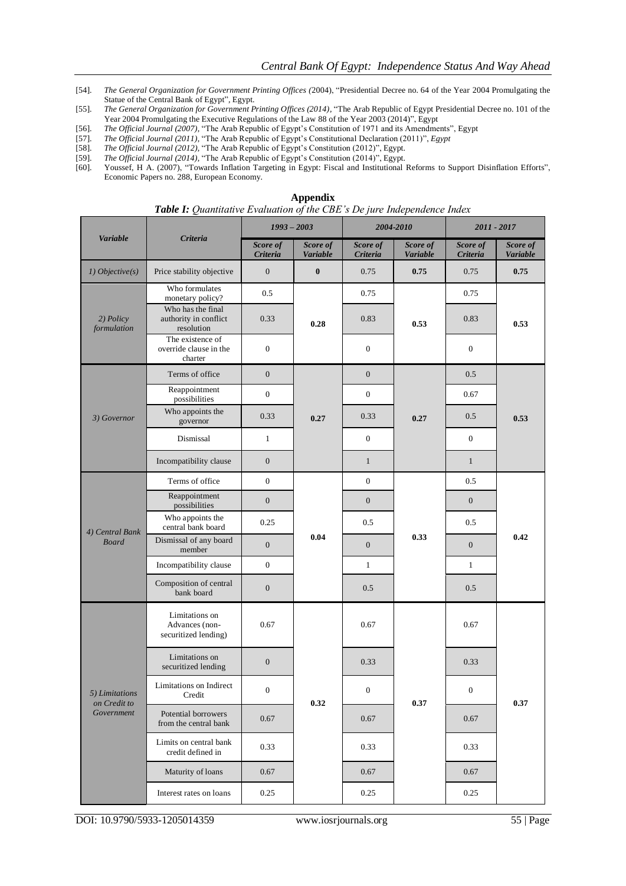[54]. *The General Organization for Government Printing Offices (*2004), "Presidential Decree no. 64 of the Year 2004 Promulgating the Statue of the Central Bank of Egypt", Egypt.

[55]. *The General Organization for Government Printing Offices (2014)*, "The Arab Republic of Egypt Presidential Decree no. 101 of the Year 2004 Promulgating the Executive Regulations of the Law 88 of the Year 2003 (2014)", Egypt

[56]. *The Official Journal (2007)*, "The Arab Republic of Egypt's Constitution of 1971 and its Amendments", Egypt

[57]. *The Official Journal (2011)*, "The Arab Republic of Egypt's Constitutional Declaration (2011)", *Egypt*

[58]. *The Official Journal (2012)*, "The Arab Republic of Egypt's Constitution (2012)", Egypt.

[59]. *The Official Journal (2014)*, "The Arab Republic of Egypt's Constitution (2014)", Egypt.

[60]. Youssef, H A. (2007), "Towards Inflation Targeting in Egypt: Fiscal and Institutional Reforms to Support Disinflation Efforts", Economic Papers no. 288, European Economy.

## Appendix

***Table I:*** *Quantitative Evaluation of the CBE's De jure Independence Index*

| *Variable* | *Criteria* | *1993 – 2003* | | *2004-2010* | | *2011 - 2017* | |
|---|---|---|---|---|---|---|---|
| | | *Score of Criteria* | *Score of Variable* | *Score of Criteria* | *Score of Variable* | *Score of Criteria* | *Score of Variable* |
| *1) Objective(s)* | Price stability objective | 0 | **0** | 0.75 | **0.75** | 0.75 | **0.75** |
| *2) Policy formulation* | Who formulates monetary policy? | 0.5 | **0.28** | 0.75 | **0.53** | 0.75 | **0.53** |
| | Who has the final authority in conflict resolution | 0.33 | | 0.83 | | 0.83 | |
| | The existence of override clause in the charter | 0 | | 0 | | 0 | |
| *3) Governor* | Terms of office | 0 | **0.27** | 0 | **0.27** | 0.5 | **0.53** |
| | Reappointment possibilities | 0 | | 0 | | 0.67 | |
| | Who appoints the governor | 0.33 | | 0.33 | | 0.5 | |
| | Dismissal | 1 | | 0 | | 0 | |
| | Incompatibility clause | 0 | | 1 | | 1 | |
| *4) Central Bank Board* | Terms of office | 0 | **0.04** | 0 | **0.33** | 0.5 | **0.42** |
| | Reappointment possibilities | 0 | | 0 | | 0 | |
| | Who appoints the central bank board | 0.25 | | 0.5 | | 0.5 | |
| | Dismissal of any board member | 0 | | 0 | | 0 | |
| | Incompatibility clause | 0 | | 1 | | 1 | |
| | Composition of central bank board | 0 | | 0.5 | | 0.5 | |
| *5) Limitations on Credit to Government* | Limitations on Advances (non-securitized lending) | 0.67 | **0.32** | 0.67 | **0.37** | 0.67 | **0.37** |
| | Limitations on securitized lending | 0 | | 0.33 | | 0.33 | |
| | Limitations on Indirect Credit | 0 | | 0 | | 0 | |
| | Potential borrowers from the central bank | 0.67 | | 0.67 | | 0.67 | |
| | Limits on central bank credit defined in | 0.33 | | 0.33 | | 0.33 | |
| | Maturity of loans | 0.67 | | 0.67 | | 0.67 | |
| | Interest rates on loans | 0.25 | | 0.25 | | 0.25 | |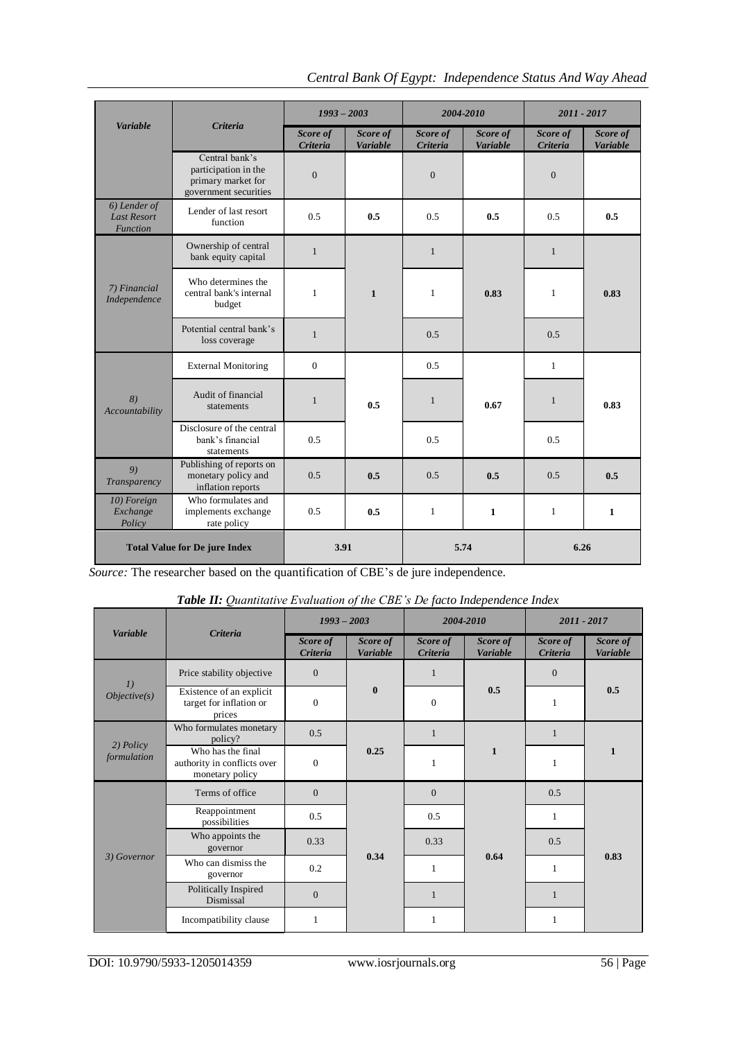| *Variable* | *Criteria* | *1993 – 2003* | | *2004-2010* | | *2011 - 2017* | |
|---|---|---|---|---|---|---|---|
| | | *Score of Criteria* | *Score of Variable* | *Score of Criteria* | *Score of Variable* | *Score of Criteria* | *Score of Variable* |
| | Central bank's participation in the primary market for government securities | 0 | | 0 | | 0 | |
| *6) Lender of Last Resort Function* | Lender of last resort function | 0.5 | **0.5** | 0.5 | **0.5** | 0.5 | **0.5** |
| *7) Financial Independence* | Ownership of central bank equity capital | 1 | **1** | 1 | **0.83** | 1 | **0.83** |
| | Who determines the central bank's internal budget | 1 | | 1 | | 1 | |
| | Potential central bank's loss coverage | 1 | | 0.5 | | 0.5 | |
| *8) Accountability* | External Monitoring | 0 | **0.5** | 0.5 | **0.67** | 1 | **0.83** |
| | Audit of financial statements | 1 | | 1 | | 1 | |
| | Disclosure of the central bank's financial statements | 0.5 | | 0.5 | | 0.5 | |
| *9) Transparency* | Publishing of reports on monetary policy and inflation reports | 0.5 | **0.5** | 0.5 | **0.5** | 0.5 | **0.5** |
| *10) Foreign Exchange Policy* | Who formulates and implements exchange rate policy | 0.5 | **0.5** | 1 | **1** | 1 | **1** |
| **Total Value for De jure Index** | | **3.91** | | **5.74** | | **6.26** | |

*Source:* The researcher based on the quantification of CBE's de jure independence.

***Table II:** Quantitative Evaluation of the CBE's De facto Independence Index*

| *Variable* | *Criteria* | *1993 – 2003* | | *2004-2010* | | *2011 - 2017* | |
|---|---|---|---|---|---|---|---|
| | | *Score of Criteria* | *Score of Variable* | *Score of Criteria* | *Score of Variable* | *Score of Criteria* | *Score of Variable* |
| *1) Objective(s)* | Price stability objective | 0 | **0** | 1 | **0.5** | 0 | **0.5** |
| | Existence of an explicit target for inflation or prices | 0 | | 0 | | 1 | |
| *2) Policy formulation* | Who formulates monetary policy? | 0.5 | **0.25** | 1 | **1** | 1 | **1** |
| | Who has the final authority in conflicts over monetary policy | 0 | | 1 | | 1 | |
| *3) Governor* | Terms of office | 0 | **0.34** | 0 | **0.64** | 0.5 | **0.83** |
| | Reappointment possibilities | 0.5 | | 0.5 | | 1 | |
| | Who appoints the governor | 0.33 | | 0.33 | | 0.5 | |
| | Who can dismiss the governor | 0.2 | | 1 | | 1 | |
| | Politically Inspired Dismissal | 0 | | 1 | | 1 | |
| | Incompatibility clause | 1 | | 1 | | 1 | |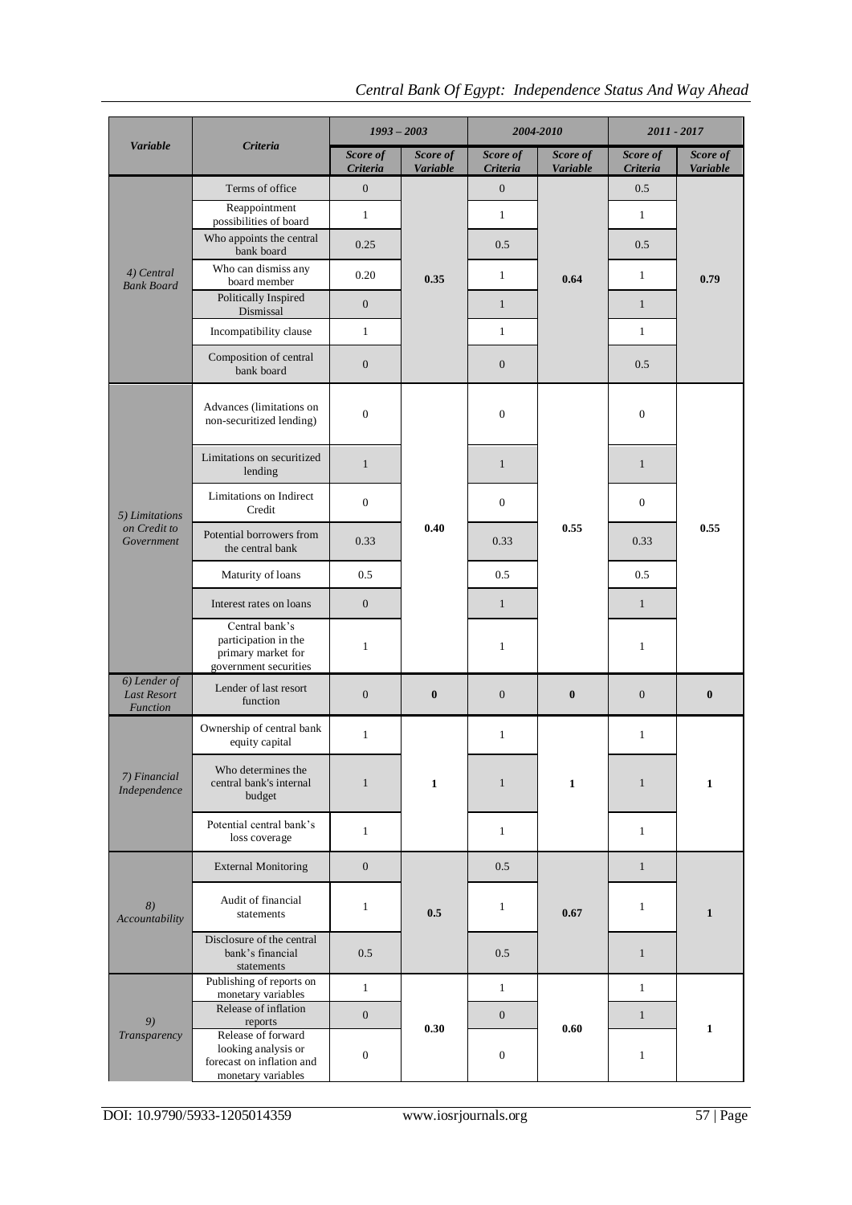| Variable | Criteria | 1993 – 2003 | | 2004-2010 | | 2011 - 2017 | |
|---|---|---|---|---|---|---|---|
| | | *Score of Criteria* | *Score of Variable* | *Score of Criteria* | *Score of Variable* | *Score of Criteria* | *Score of Variable* |
| *4) Central Bank Board* | Terms of office | 0 | **0.35** | 0 | **0.64** | 0.5 | **0.79** |
| | Reappointment possibilities of board | 1 | | 1 | | 1 | |
| | Who appoints the central bank board | 0.25 | | 0.5 | | 0.5 | |
| | Who can dismiss any board member | 0.20 | | 1 | | 1 | |
| | Politically Inspired Dismissal | 0 | | 1 | | 1 | |
| | Incompatibility clause | 1 | | 1 | | 1 | |
| | Composition of central bank board | 0 | | 0 | | 0.5 | |
| *5) Limitations on Credit to Government* | Advances (limitations on non-securitized lending) | 0 | **0.40** | 0 | **0.55** | 0 | **0.55** |
| | Limitations on securitized lending | 1 | | 1 | | 1 | |
| | Limitations on Indirect Credit | 0 | | 0 | | 0 | |
| | Potential borrowers from the central bank | 0.33 | | 0.33 | | 0.33 | |
| | Maturity of loans | 0.5 | | 0.5 | | 0.5 | |
| | Interest rates on loans | 0 | | 1 | | 1 | |
| | Central bank's participation in the primary market for government securities | 1 | | 1 | | 1 | |
| *6) Lender of Last Resort Function* | Lender of last resort function | 0 | **0** | 0 | **0** | 0 | **0** |
| *7) Financial Independence* | Ownership of central bank equity capital | 1 | **1** | 1 | **1** | 1 | **1** |
| | Who determines the central bank's internal budget | 1 | | 1 | | 1 | |
| | Potential central bank's loss coverage | 1 | | 1 | | 1 | |
| *8) Accountability* | External Monitoring | 0 | **0.5** | 0.5 | **0.67** | 1 | **1** |
| | Audit of financial statements | 1 | | 1 | | 1 | |
| | Disclosure of the central bank's financial statements | 0.5 | | 0.5 | | 1 | |
| *9) Transparency* | Publishing of reports on monetary variables | 1 | **0.30** | 1 | **0.60** | 1 | **1** |
| | Release of inflation reports | 0 | | 0 | | 1 | |
| | Release of forward looking analysis or forecast on inflation and monetary variables | 0 | | 0 | | 1 | |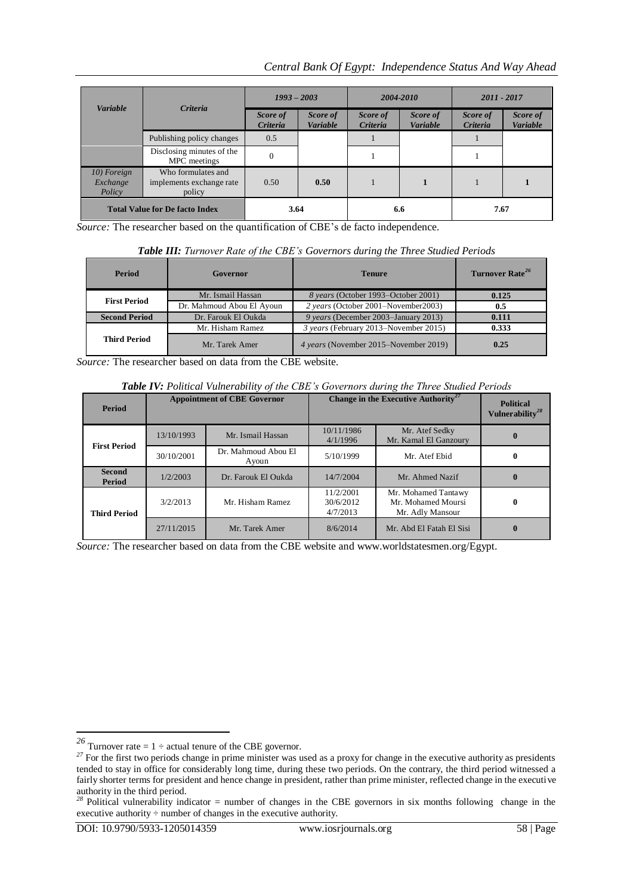| Variable | Criteria | 1993 – 2003 | | 2004-2010 | | 2011 - 2017 | |
|---|---|---|---|---|---|---|---|
| | | *Score of Criteria* | *Score of Variable* | *Score of Criteria* | *Score of Variable* | *Score of Criteria* | *Score of Variable* |
| | Publishing policy changes | 0.5 | | 1 | | 1 | |
| | Disclosing minutes of the MPC meetings | 0 | | 1 | | 1 | |
| *10) Foreign Exchange Policy* | Who formulates and implements exchange rate policy | 0.50 | **0.50** | 1 | **1** | 1 | **1** |
| **Total Value for De facto Index** | | 3.64 | | 6.6 | | 7.67 | |

*Source:* The researcher based on the quantification of CBE's de facto independence.

***Table III:*** *Turnover Rate of the CBE's Governors during the Three Studied Periods*

| Period | Governor | Tenure | Turnover Rate[26] |
|---|---|---|---|
| **First Period** | Mr. Ismail Hassan | *8 years* (October 1993–October 2001) | **0.125** |
| | Dr. Mahmoud Abou El Ayoun | *2 years* (October 2001–November2003) | **0.5** |
| **Second Period** | Dr. Farouk El Oukda | *9 years* (December 2003–January 2013) | **0.111** |
| **Third Period** | Mr. Hisham Ramez | *3 years* (February 2013–November 2015) | **0.333** |
| | Mr. Tarek Amer | *4 years* (November 2015–November 2019) | **0.25** |

*Source:* The researcher based on data from the CBE website.

***Table IV:*** *Political Vulnerability of the CBE's Governors during the Three Studied Periods*

| Period | Appointment of CBE Governor | | Change in the Executive Authority[27] | | Political Vulnerability[28] |
|---|---|---|---|---|---|
| **First Period** | 13/10/1993 | Mr. Ismail Hassan | 10/11/1986<br>4/1/1996 | Mr. Atef Sedky<br>Mr. Kamal El Ganzoury | **0** |
| | 30/10/2001 | Dr. Mahmoud Abou El Ayoun | 5/10/1999 | Mr. Atef Ebid | **0** |
| **Second Period** | 1/2/2003 | Dr. Farouk El Oukda | 14/7/2004 | Mr. Ahmed Nazif | **0** |
| **Third Period** | 3/2/2013 | Mr. Hisham Ramez | 11/2/2001<br>30/6/2012<br>4/7/2013 | Mr. Mohamed Tantawy<br>Mr. Mohamed Moursi<br>Mr. Adly Mansour | **0** |
| | 27/11/2015 | Mr. Tarek Amer | 8/6/2014 | Mr. Abd El Fatah El Sisi | **0** |

*Source:* The researcher based on data from the CBE website and www.worldstatesmen.org/Egypt.

---

[26] Turnover rate = 1 ÷ actual tenure of the CBE governor.

[27] For the first two periods change in prime minister was used as a proxy for change in the executive authority as presidents tended to stay in office for considerably long time, during these two periods. On the contrary, the third period witnessed a fairly shorter terms for president and hence change in president, rather than prime minister, reflected change in the executive authority in the third period.

[28] Political vulnerability indicator = number of changes in the CBE governors in six months following change in the executive authority ÷ number of changes in the executive authority.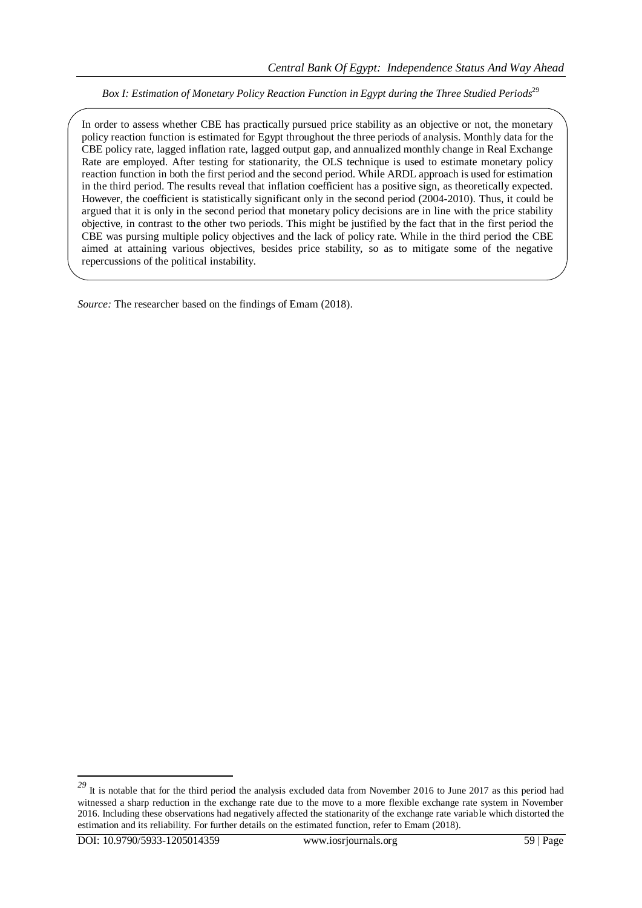*Box I: Estimation of Monetary Policy Reaction Function in Egypt during the Three Studied Periods*[29]

In order to assess whether CBE has practically pursued price stability as an objective or not, the monetary policy reaction function is estimated for Egypt throughout the three periods of analysis. Monthly data for the CBE policy rate, lagged inflation rate, lagged output gap, and annualized monthly change in Real Exchange Rate are employed. After testing for stationarity, the OLS technique is used to estimate monetary policy reaction function in both the first period and the second period. While ARDL approach is used for estimation in the third period. The results reveal that inflation coefficient has a positive sign, as theoretically expected. However, the coefficient is statistically significant only in the second period (2004-2010). Thus, it could be argued that it is only in the second period that monetary policy decisions are in line with the price stability objective, in contrast to the other two periods. This might be justified by the fact that in the first period the CBE was pursing multiple policy objectives and the lack of policy rate. While in the third period the CBE aimed at attaining various objectives, besides price stability, so as to mitigate some of the negative repercussions of the political instability.

*Source:* The researcher based on the findings of Emam (2018).

---

[29] It is notable that for the third period the analysis excluded data from November 2016 to June 2017 as this period had witnessed a sharp reduction in the exchange rate due to the move to a more flexible exchange rate system in November 2016. Including these observations had negatively affected the stationarity of the exchange rate variable which distorted the estimation and its reliability. For further details on the estimated function, refer to Emam (2018).